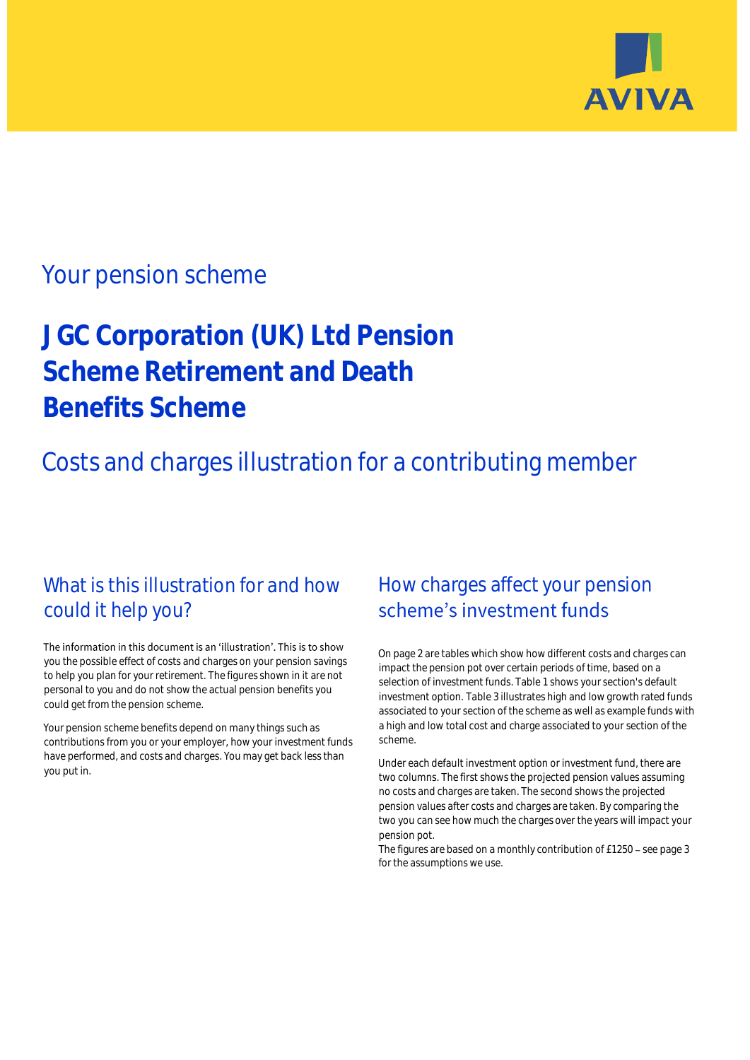AVIVA

## Your pension scheme

# J GC Corporation (UK) Ltd Pension Scheme Retirement and Death Benefits Scheme

## Costs and charges illustration for a contributing member

### What is this illustration for and how could it help you?

The information in this document is an 'illustration'. This is to show you the possible effect of costs and charges on your pension savings to help you plan for your retirement. The figures shown in it are not personal to you and do not show the actual pension benefits you could get from the pension scheme.

Your pension scheme benefits depend on many things such as contributions from you or your employer, how your investment funds have performed, and costs and charges. You may get back less than you put in.

### How charges affect your pension scheme's investment funds

On page 2 are tables which show how different costs and charges can impact the pension pot over certain periods of time, based on a selection of investment funds. Table 1 shows your section's default investment option. Table 3 illustrates high and low growth rated funds associated to your section of the scheme as well as example funds with a high and low total cost and charge associated to your section of the scheme.

Under each default investment option or investment fund, there are two columns. The first shows the projected pension values assuming no costs and charges are taken. The second shows the projected pension values after costs and charges are taken. By comparing the two you can see how much the charges over the years will impact your pension pot.
The figures are based on a monthly contribution of £1250 – see page 3 for the assumptions we use.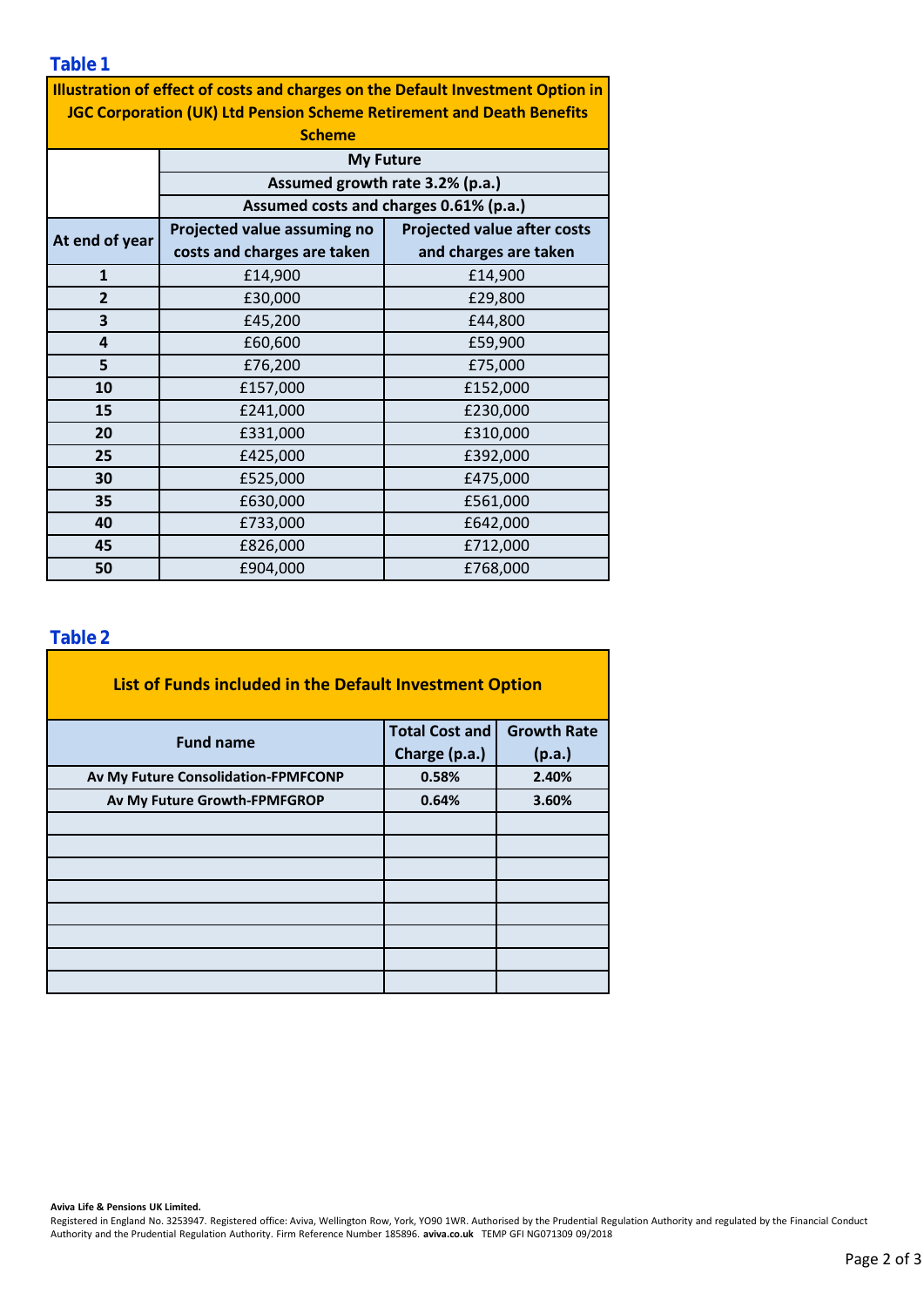## Table 1

| Illustration of effect of costs and charges on the Default Investment Option in JGC Corporation (UK) Ltd Pension Scheme Retirement and Death Benefits Scheme | | |
|---|---|---|
| | My Future | |
| | Assumed growth rate 3.2% (p.a.) | |
| | Assumed costs and charges 0.61% (p.a.) | |
| At end of year | Projected value assuming no costs and charges are taken | Projected value after costs and charges are taken |
| 1 | £14,900 | £14,900 |
| 2 | £30,000 | £29,800 |
| 3 | £45,200 | £44,800 |
| 4 | £60,600 | £59,900 |
| 5 | £76,200 | £75,000 |
| 10 | £157,000 | £152,000 |
| 15 | £241,000 | £230,000 |
| 20 | £331,000 | £310,000 |
| 25 | £425,000 | £392,000 |
| 30 | £525,000 | £475,000 |
| 35 | £630,000 | £561,000 |
| 40 | £733,000 | £642,000 |
| 45 | £826,000 | £712,000 |
| 50 | £904,000 | £768,000 |

## Table 2

| List of Funds included in the Default Investment Option | | |
|---|---|---|
| Fund name | Total Cost and Charge (p.a.) | Growth Rate (p.a.) |
| Av My Future Consolidation-FPMFCONP | 0.58% | 2.40% |
| Av My Future Growth-FPMFGROP | 0.64% | 3.60% |
| | | |
| | | |
| | | |
| | | |
| | | |
| | | |
| | | |
| | | |

**Aviva Life & Pensions UK Limited.**
Registered in England No. 3253947. Registered office: Aviva, Wellington Row, York, YO90 1WR. Authorised by the Prudential Regulation Authority and regulated by the Financial Conduct Authority and the Prudential Regulation Authority. Firm Reference Number 185896. **aviva.co.uk** TEMP GFI NG071309 09/2018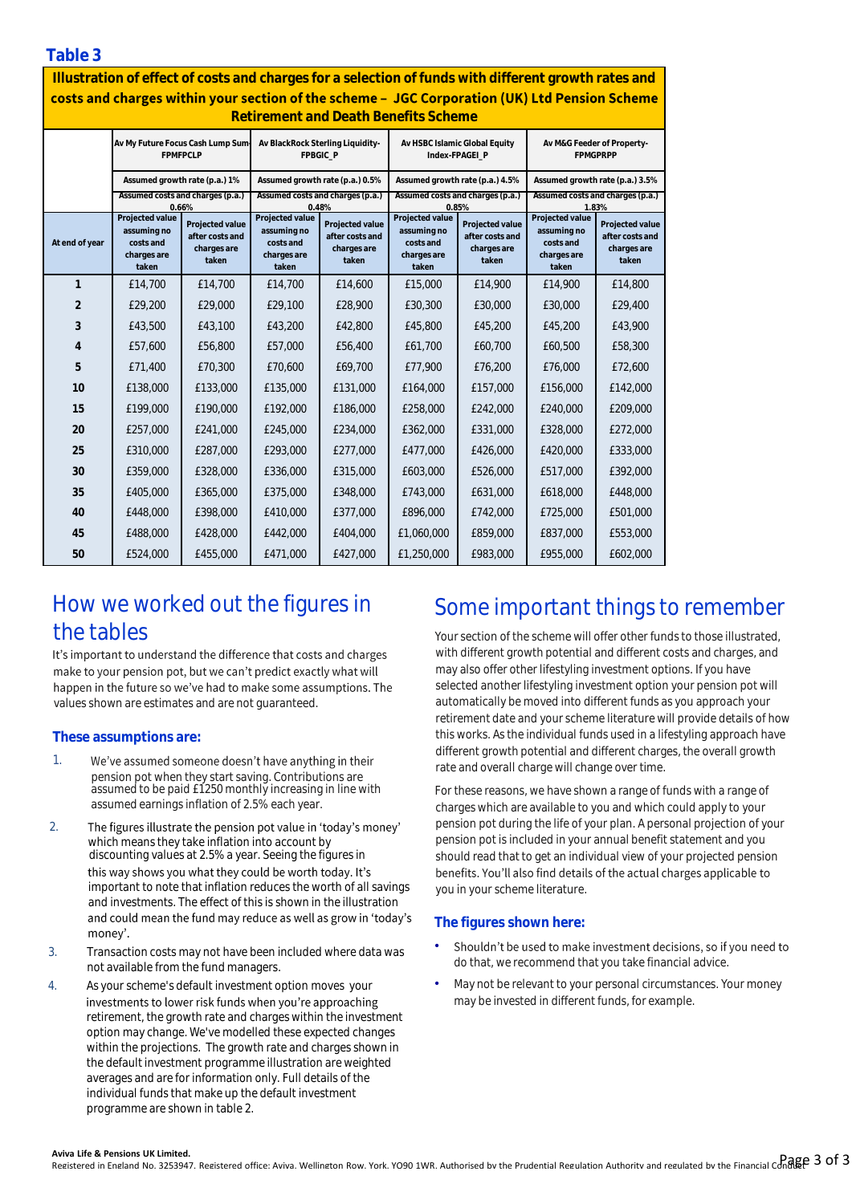## Table 3

| Illustration of effect of costs and charges for a selection of funds with different growth rates and costs and charges within your section of the scheme – JGC Corporation (UK) Ltd Pension Scheme Retirement and Death Benefits Scheme | | | | | | | | |
|---|---|---|---|---|---|---|---|---|
| | Av My Future Focus Cash Lump Sum-FPMFPCLP | | Av BlackRock Sterling Liquidity-FPBGIC_P | | Av HSBC Islamic Global Equity Index-FPAGEI_P | | Av M&G Feeder of Property-FPMGPRPP | |
| | Assumed growth rate (p.a.) 1% | | Assumed growth rate (p.a.) 0.5% | | Assumed growth rate (p.a.) 4.5% | | Assumed growth rate (p.a.) 3.5% | |
| | Assumed costs and charges (p.a.) 0.66% | | Assumed costs and charges (p.a.) 0.48% | | Assumed costs and charges (p.a.) 0.85% | | Assumed costs and charges (p.a.) 1.83% | |
| At end of year | Projected value assuming no costs and charges are taken | Projected value after costs and charges are taken | Projected value assuming no costs and charges are taken | Projected value after costs and charges are taken | Projected value assuming no costs and charges are taken | Projected value after costs and charges are taken | Projected value assuming no costs and charges are taken | Projected value after costs and charges are taken |
| 1 | £14,700 | £14,700 | £14,700 | £14,600 | £15,000 | £14,900 | £14,900 | £14,800 |
| 2 | £29,200 | £29,000 | £29,100 | £28,900 | £30,300 | £30,000 | £30,000 | £29,400 |
| 3 | £43,500 | £43,100 | £43,200 | £42,800 | £45,800 | £45,200 | £45,200 | £43,900 |
| 4 | £57,600 | £56,800 | £57,000 | £56,400 | £61,700 | £60,700 | £60,500 | £58,300 |
| 5 | £71,400 | £70,300 | £70,600 | £69,700 | £77,900 | £76,200 | £76,000 | £72,600 |
| 10 | £138,000 | £133,000 | £135,000 | £131,000 | £164,000 | £157,000 | £156,000 | £142,000 |
| 15 | £199,000 | £190,000 | £192,000 | £186,000 | £258,000 | £242,000 | £240,000 | £209,000 |
| 20 | £257,000 | £241,000 | £245,000 | £234,000 | £362,000 | £331,000 | £328,000 | £272,000 |
| 25 | £310,000 | £287,000 | £293,000 | £277,000 | £477,000 | £426,000 | £420,000 | £333,000 |
| 30 | £359,000 | £328,000 | £336,000 | £315,000 | £603,000 | £526,000 | £517,000 | £392,000 |
| 35 | £405,000 | £365,000 | £375,000 | £348,000 | £743,000 | £631,000 | £618,000 | £448,000 |
| 40 | £448,000 | £398,000 | £410,000 | £377,000 | £896,000 | £742,000 | £725,000 | £501,000 |
| 45 | £488,000 | £428,000 | £442,000 | £404,000 | £1,060,000 | £859,000 | £837,000 | £553,000 |
| 50 | £524,000 | £455,000 | £471,000 | £427,000 | £1,250,000 | £983,000 | £955,000 | £602,000 |

# How we worked out the figures in the tables

It's important to understand the difference that costs and charges make to your pension pot, but we can't predict exactly what will happen in the future so we've had to make some assumptions. The values shown are estimates and are not guaranteed.

### These assumptions are:

1. We've assumed someone doesn't have anything in their pension pot when they start saving. Contributions are assumed to be paid £1250 monthly increasing in line with assumed earnings inflation of 2.5% each year.
2. The figures illustrate the pension pot value in 'today's money' which means they take inflation into account by discounting values at 2.5% a year. Seeing the figures in this way shows you what they could be worth today. It's important to note that inflation reduces the worth of all savings and investments. The effect of this is shown in the illustration and could mean the fund may reduce as well as grow in 'today's money'.
3. Transaction costs may not have been included where data was not available from the fund managers.
4. As your scheme's default investment option moves your investments to lower risk funds when you're approaching retirement, the growth rate and charges within the investment option may change. We've modelled these expected changes within the projections. The growth rate and charges shown in the default investment programme illustration are weighted averages and are for information only. Full details of the individual funds that make up the default investment programme are shown in table 2.

# Some important things to remember

Your section of the scheme will offer other funds to those illustrated, with different growth potential and different costs and charges, and may also offer other lifestyling investment options. If you have selected another lifestyling investment option your pension pot will automatically be moved into different funds as you approach your retirement date and your scheme literature will provide details of how this works. As the individual funds used in a lifestyling approach have different growth potential and different charges, the overall growth rate and overall charge will change over time.

For these reasons, we have shown a range of funds with a range of charges which are available to you and which could apply to your pension pot during the life of your plan. A personal projection of your pension pot is included in your annual benefit statement and you should read that to get an individual view of your projected pension benefits. You'll also find details of the actual charges applicable to you in your scheme literature.

### The figures shown here:

- Shouldn't be used to make investment decisions, so if you need to do that, we recommend that you take financial advice.
- May not be relevant to your personal circumstances. Your money may be invested in different funds, for example.

**Aviva Life & Pensions UK Limited.**
Registered in England No. 3253947. Registered office: Aviva, Wellington Row, York, YO90 1WR. Authorised by the Prudential Regulation Authority and regulated by the Financial Conduct